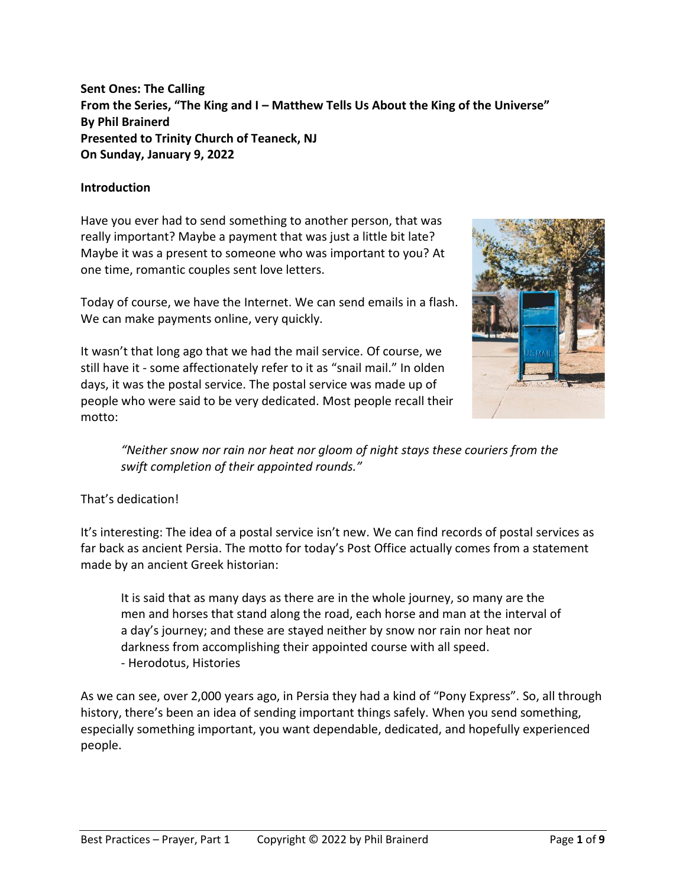**Sent Ones: The Calling**
**From the Series, "The King and I – Matthew Tells Us About the King of the Universe"**
**By Phil Brainerd**
**Presented to Trinity Church of Teaneck, NJ**
**On Sunday, January 9, 2022**

**Introduction**

Have you ever had to send something to another person, that was really important? Maybe a payment that was just a little bit late? Maybe it was a present to someone who was important to you? At one time, romantic couples sent love letters.

Today of course, we have the Internet. We can send emails in a flash. We can make payments online, very quickly.

It wasn't that long ago that we had the mail service. Of course, we still have it - some affectionately refer to it as "snail mail." In olden days, it was the postal service. The postal service was made up of people who were said to be very dedicated. Most people recall their motto:

> *"Neither snow nor rain nor heat nor gloom of night stays these couriers from the swift completion of their appointed rounds."*

That's dedication!

It's interesting: The idea of a postal service isn't new. We can find records of postal services as far back as ancient Persia. The motto for today's Post Office actually comes from a statement made by an ancient Greek historian:

> It is said that as many days as there are in the whole journey, so many are the men and horses that stand along the road, each horse and man at the interval of a day's journey; and these are stayed neither by snow nor rain nor heat nor darkness from accomplishing their appointed course with all speed.
> - Herodotus, Histories

As we can see, over 2,000 years ago, in Persia they had a kind of "Pony Express". So, all through history, there's been an idea of sending important things safely. When you send something, especially something important, you want dependable, dedicated, and hopefully experienced people.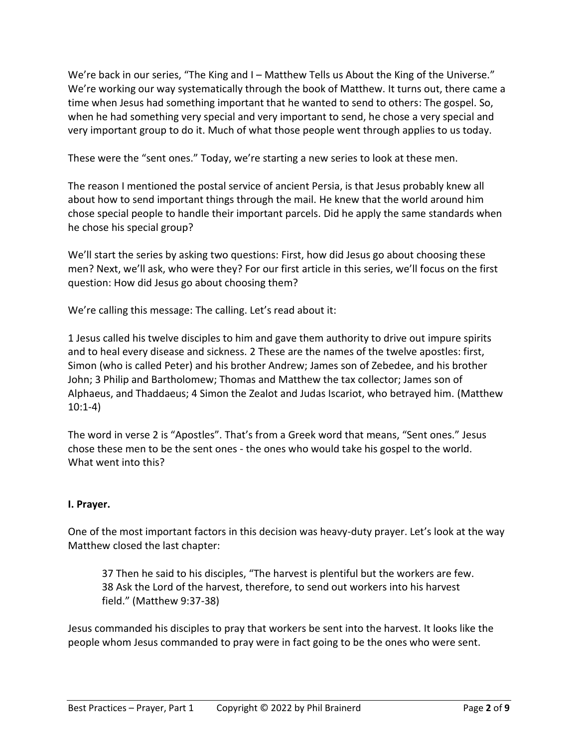We're back in our series, "The King and I – Matthew Tells us About the King of the Universe." We're working our way systematically through the book of Matthew. It turns out, there came a time when Jesus had something important that he wanted to send to others: The gospel. So, when he had something very special and very important to send, he chose a very special and very important group to do it. Much of what those people went through applies to us today.

These were the "sent ones." Today, we're starting a new series to look at these men.

The reason I mentioned the postal service of ancient Persia, is that Jesus probably knew all about how to send important things through the mail. He knew that the world around him chose special people to handle their important parcels. Did he apply the same standards when he chose his special group?

We'll start the series by asking two questions: First, how did Jesus go about choosing these men? Next, we'll ask, who were they? For our first article in this series, we'll focus on the first question: How did Jesus go about choosing them?

We're calling this message: The calling. Let's read about it:

1 Jesus called his twelve disciples to him and gave them authority to drive out impure spirits and to heal every disease and sickness. 2 These are the names of the twelve apostles: first, Simon (who is called Peter) and his brother Andrew; James son of Zebedee, and his brother John; 3 Philip and Bartholomew; Thomas and Matthew the tax collector; James son of Alphaeus, and Thaddaeus; 4 Simon the Zealot and Judas Iscariot, who betrayed him. (Matthew 10:1-4)

The word in verse 2 is "Apostles". That's from a Greek word that means, "Sent ones." Jesus chose these men to be the sent ones - the ones who would take his gospel to the world. What went into this?

**I. Prayer.**

One of the most important factors in this decision was heavy-duty prayer. Let's look at the way Matthew closed the last chapter:

> 37 Then he said to his disciples, "The harvest is plentiful but the workers are few. 38 Ask the Lord of the harvest, therefore, to send out workers into his harvest field." (Matthew 9:37-38)

Jesus commanded his disciples to pray that workers be sent into the harvest. It looks like the people whom Jesus commanded to pray were in fact going to be the ones who were sent.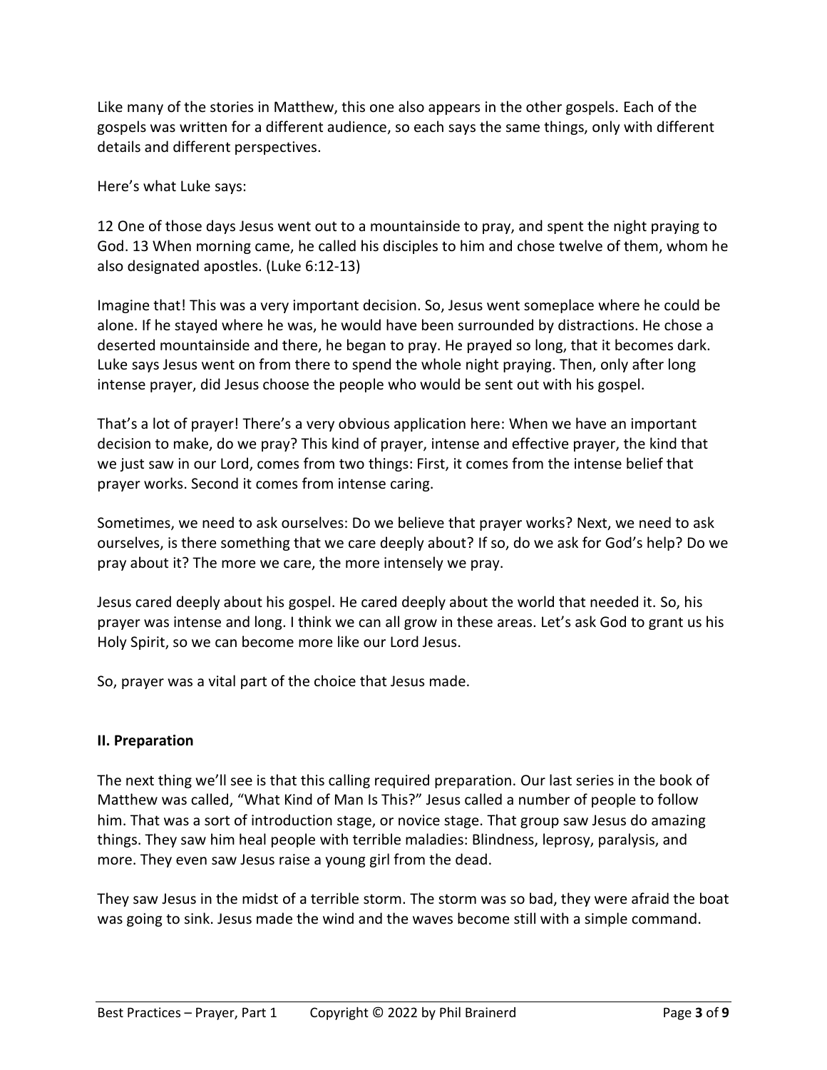Like many of the stories in Matthew, this one also appears in the other gospels. Each of the gospels was written for a different audience, so each says the same things, only with different details and different perspectives.

Here's what Luke says:

12 One of those days Jesus went out to a mountainside to pray, and spent the night praying to God. 13 When morning came, he called his disciples to him and chose twelve of them, whom he also designated apostles. (Luke 6:12-13)

Imagine that! This was a very important decision. So, Jesus went someplace where he could be alone. If he stayed where he was, he would have been surrounded by distractions. He chose a deserted mountainside and there, he began to pray. He prayed so long, that it becomes dark. Luke says Jesus went on from there to spend the whole night praying. Then, only after long intense prayer, did Jesus choose the people who would be sent out with his gospel.

That's a lot of prayer! There's a very obvious application here: When we have an important decision to make, do we pray? This kind of prayer, intense and effective prayer, the kind that we just saw in our Lord, comes from two things: First, it comes from the intense belief that prayer works. Second it comes from intense caring.

Sometimes, we need to ask ourselves: Do we believe that prayer works? Next, we need to ask ourselves, is there something that we care deeply about? If so, do we ask for God's help? Do we pray about it? The more we care, the more intensely we pray.

Jesus cared deeply about his gospel. He cared deeply about the world that needed it. So, his prayer was intense and long. I think we can all grow in these areas. Let's ask God to grant us his Holy Spirit, so we can become more like our Lord Jesus.

So, prayer was a vital part of the choice that Jesus made.

## II. Preparation

The next thing we'll see is that this calling required preparation. Our last series in the book of Matthew was called, "What Kind of Man Is This?" Jesus called a number of people to follow him. That was a sort of introduction stage, or novice stage. That group saw Jesus do amazing things. They saw him heal people with terrible maladies: Blindness, leprosy, paralysis, and more. They even saw Jesus raise a young girl from the dead.

They saw Jesus in the midst of a terrible storm. The storm was so bad, they were afraid the boat was going to sink. Jesus made the wind and the waves become still with a simple command.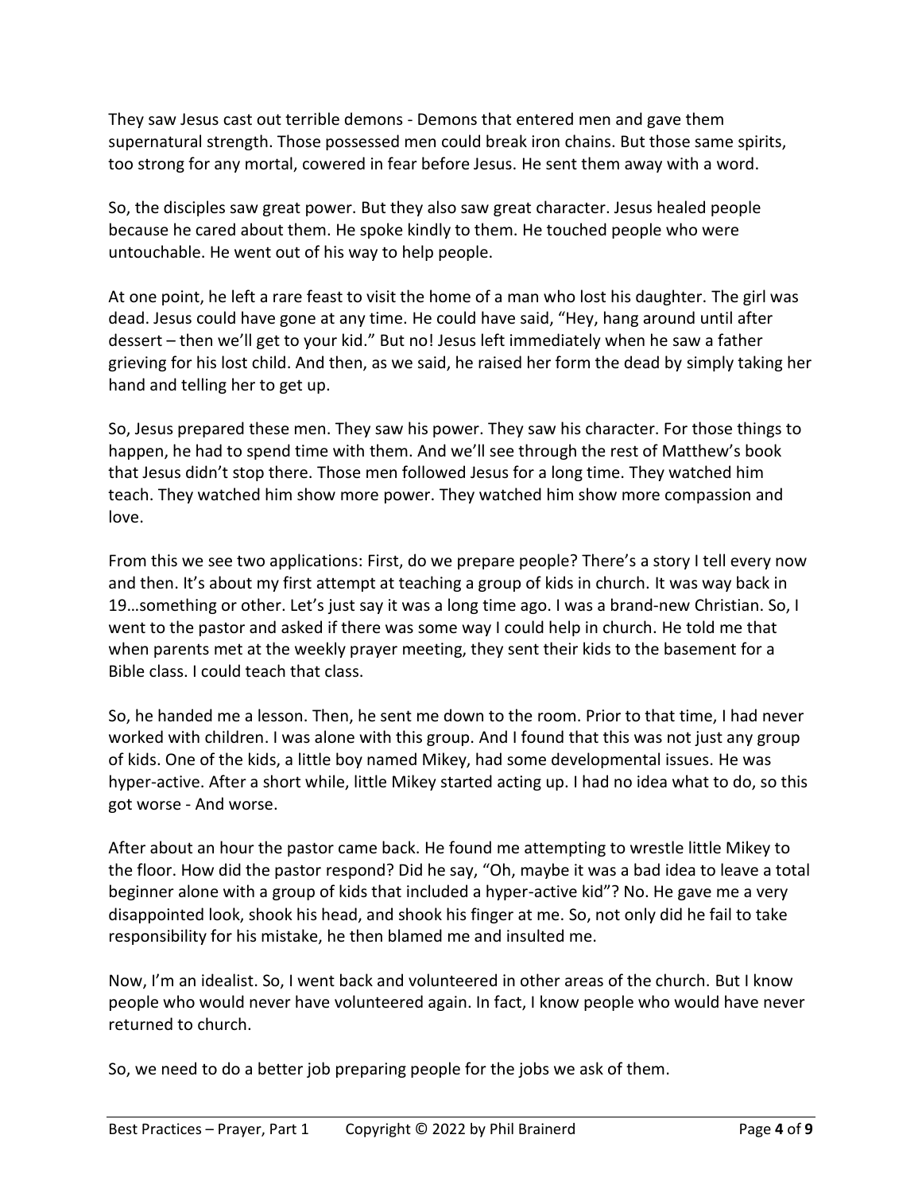They saw Jesus cast out terrible demons - Demons that entered men and gave them supernatural strength. Those possessed men could break iron chains. But those same spirits, too strong for any mortal, cowered in fear before Jesus. He sent them away with a word.

So, the disciples saw great power. But they also saw great character. Jesus healed people because he cared about them. He spoke kindly to them. He touched people who were untouchable. He went out of his way to help people.

At one point, he left a rare feast to visit the home of a man who lost his daughter. The girl was dead. Jesus could have gone at any time. He could have said, "Hey, hang around until after dessert – then we'll get to your kid." But no! Jesus left immediately when he saw a father grieving for his lost child. And then, as we said, he raised her form the dead by simply taking her hand and telling her to get up.

So, Jesus prepared these men. They saw his power. They saw his character. For those things to happen, he had to spend time with them. And we'll see through the rest of Matthew's book that Jesus didn't stop there. Those men followed Jesus for a long time. They watched him teach. They watched him show more power. They watched him show more compassion and love.

From this we see two applications: First, do we prepare people? There's a story I tell every now and then. It's about my first attempt at teaching a group of kids in church. It was way back in 19…something or other. Let's just say it was a long time ago. I was a brand-new Christian. So, I went to the pastor and asked if there was some way I could help in church. He told me that when parents met at the weekly prayer meeting, they sent their kids to the basement for a Bible class. I could teach that class.

So, he handed me a lesson. Then, he sent me down to the room. Prior to that time, I had never worked with children. I was alone with this group. And I found that this was not just any group of kids. One of the kids, a little boy named Mikey, had some developmental issues. He was hyper-active. After a short while, little Mikey started acting up. I had no idea what to do, so this got worse - And worse.

After about an hour the pastor came back. He found me attempting to wrestle little Mikey to the floor. How did the pastor respond? Did he say, "Oh, maybe it was a bad idea to leave a total beginner alone with a group of kids that included a hyper-active kid"? No. He gave me a very disappointed look, shook his head, and shook his finger at me. So, not only did he fail to take responsibility for his mistake, he then blamed me and insulted me.

Now, I'm an idealist. So, I went back and volunteered in other areas of the church. But I know people who would never have volunteered again. In fact, I know people who would have never returned to church.

So, we need to do a better job preparing people for the jobs we ask of them.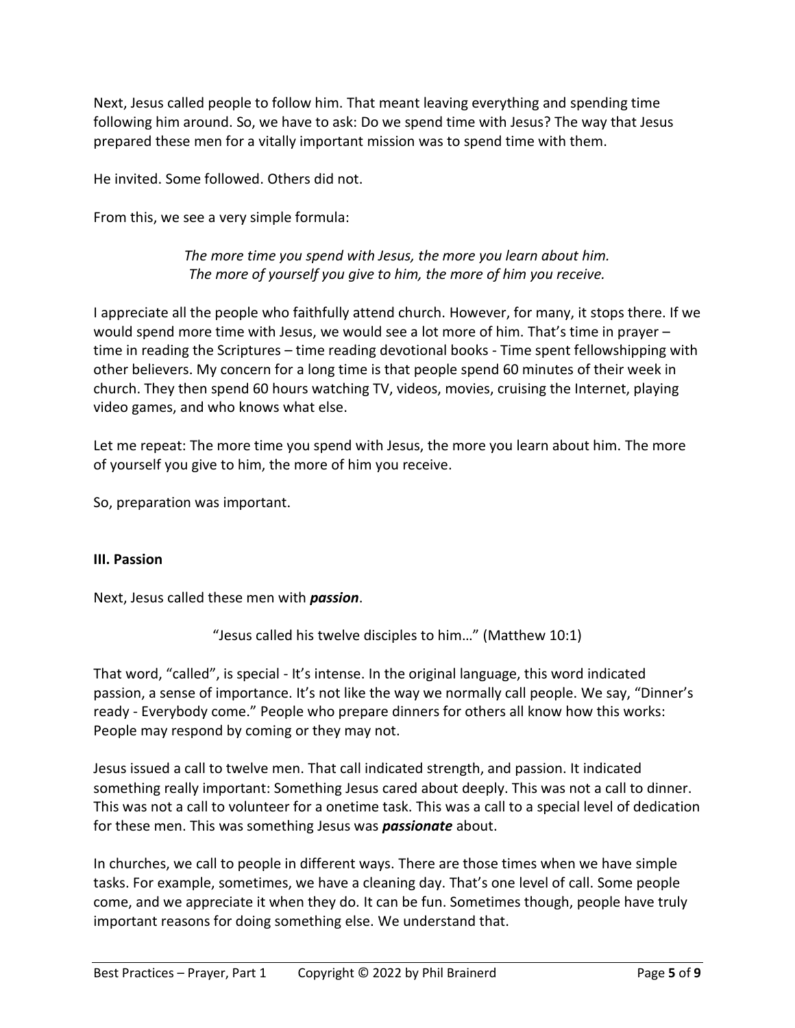Next, Jesus called people to follow him. That meant leaving everything and spending time following him around. So, we have to ask: Do we spend time with Jesus? The way that Jesus prepared these men for a vitally important mission was to spend time with them.

He invited. Some followed. Others did not.

From this, we see a very simple formula:

> *The more time you spend with Jesus, the more you learn about him.*
> *The more of yourself you give to him, the more of him you receive.*

I appreciate all the people who faithfully attend church. However, for many, it stops there. If we would spend more time with Jesus, we would see a lot more of him. That's time in prayer – time in reading the Scriptures – time reading devotional books - Time spent fellowshipping with other believers. My concern for a long time is that people spend 60 minutes of their week in church. They then spend 60 hours watching TV, videos, movies, cruising the Internet, playing video games, and who knows what else.

Let me repeat: The more time you spend with Jesus, the more you learn about him. The more of yourself you give to him, the more of him you receive.

So, preparation was important.

**III. Passion**

Next, Jesus called these men with ***passion***.

> "Jesus called his twelve disciples to him…" (Matthew 10:1)

That word, "called", is special - It's intense. In the original language, this word indicated passion, a sense of importance. It's not like the way we normally call people. We say, "Dinner's ready - Everybody come." People who prepare dinners for others all know how this works: People may respond by coming or they may not.

Jesus issued a call to twelve men. That call indicated strength, and passion. It indicated something really important: Something Jesus cared about deeply. This was not a call to dinner. This was not a call to volunteer for a onetime task. This was a call to a special level of dedication for these men. This was something Jesus was ***passionate*** about.

In churches, we call to people in different ways. There are those times when we have simple tasks. For example, sometimes, we have a cleaning day. That's one level of call. Some people come, and we appreciate it when they do. It can be fun. Sometimes though, people have truly important reasons for doing something else. We understand that.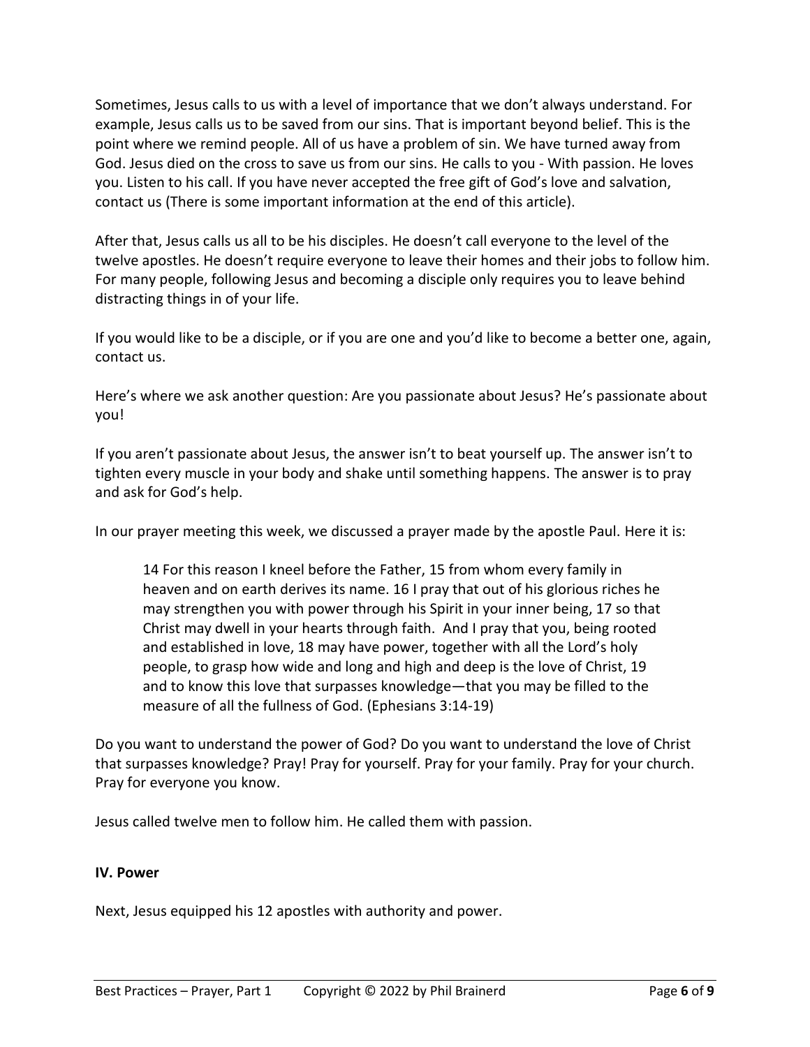Sometimes, Jesus calls to us with a level of importance that we don't always understand. For example, Jesus calls us to be saved from our sins. That is important beyond belief. This is the point where we remind people. All of us have a problem of sin. We have turned away from God. Jesus died on the cross to save us from our sins. He calls to you - With passion. He loves you. Listen to his call. If you have never accepted the free gift of God's love and salvation, contact us (There is some important information at the end of this article).

After that, Jesus calls us all to be his disciples. He doesn't call everyone to the level of the twelve apostles. He doesn't require everyone to leave their homes and their jobs to follow him. For many people, following Jesus and becoming a disciple only requires you to leave behind distracting things in of your life.

If you would like to be a disciple, or if you are one and you'd like to become a better one, again, contact us.

Here's where we ask another question: Are you passionate about Jesus? He's passionate about you!

If you aren't passionate about Jesus, the answer isn't to beat yourself up. The answer isn't to tighten every muscle in your body and shake until something happens. The answer is to pray and ask for God's help.

In our prayer meeting this week, we discussed a prayer made by the apostle Paul. Here it is:

> 14 For this reason I kneel before the Father, 15 from whom every family in heaven and on earth derives its name. 16 I pray that out of his glorious riches he may strengthen you with power through his Spirit in your inner being, 17 so that Christ may dwell in your hearts through faith. And I pray that you, being rooted and established in love, 18 may have power, together with all the Lord's holy people, to grasp how wide and long and high and deep is the love of Christ, 19 and to know this love that surpasses knowledge—that you may be filled to the measure of all the fullness of God. (Ephesians 3:14-19)

Do you want to understand the power of God? Do you want to understand the love of Christ that surpasses knowledge? Pray! Pray for yourself. Pray for your family. Pray for your church. Pray for everyone you know.

Jesus called twelve men to follow him. He called them with passion.

**IV. Power**

Next, Jesus equipped his 12 apostles with authority and power.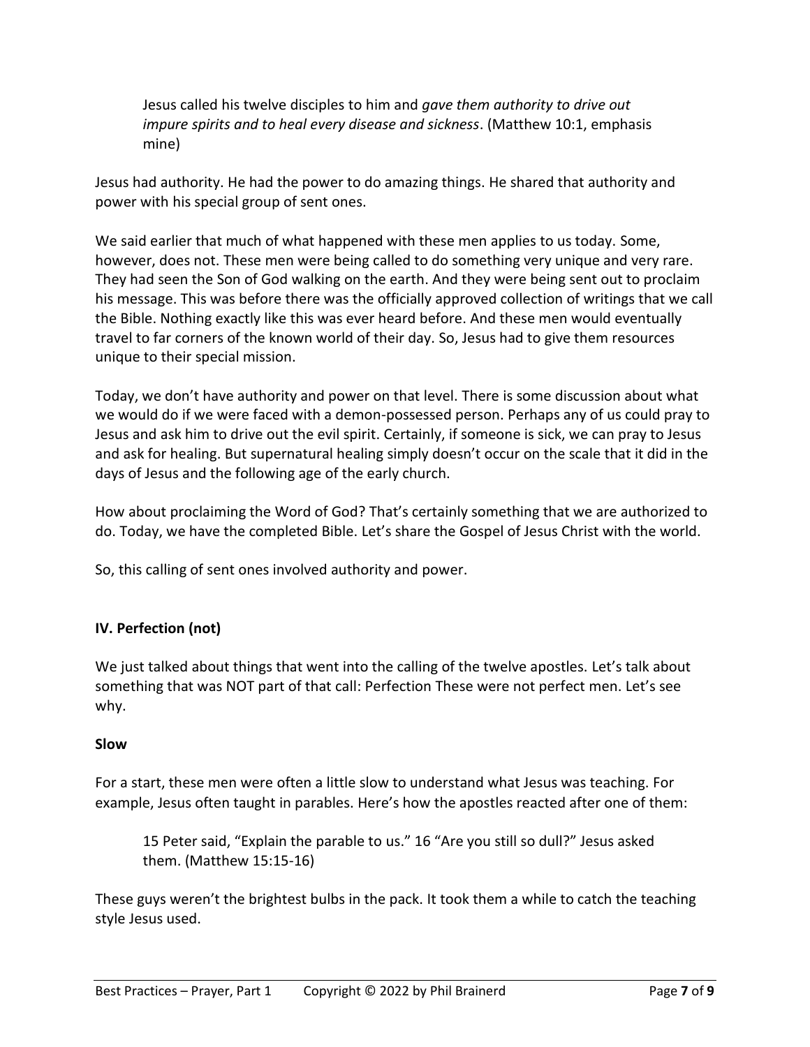> Jesus called his twelve disciples to him and *gave them authority to drive out impure spirits and to heal every disease and sickness*. (Matthew 10:1, emphasis mine)

Jesus had authority. He had the power to do amazing things. He shared that authority and power with his special group of sent ones.

We said earlier that much of what happened with these men applies to us today. Some, however, does not. These men were being called to do something very unique and very rare. They had seen the Son of God walking on the earth. And they were being sent out to proclaim his message. This was before there was the officially approved collection of writings that we call the Bible. Nothing exactly like this was ever heard before. And these men would eventually travel to far corners of the known world of their day. So, Jesus had to give them resources unique to their special mission.

Today, we don't have authority and power on that level. There is some discussion about what we would do if we were faced with a demon-possessed person. Perhaps any of us could pray to Jesus and ask him to drive out the evil spirit. Certainly, if someone is sick, we can pray to Jesus and ask for healing. But supernatural healing simply doesn't occur on the scale that it did in the days of Jesus and the following age of the early church.

How about proclaiming the Word of God? That's certainly something that we are authorized to do. Today, we have the completed Bible. Let's share the Gospel of Jesus Christ with the world.

So, this calling of sent ones involved authority and power.

## IV. Perfection (not)

We just talked about things that went into the calling of the twelve apostles. Let's talk about something that was NOT part of that call: Perfection These were not perfect men. Let's see why.

### Slow

For a start, these men were often a little slow to understand what Jesus was teaching. For example, Jesus often taught in parables. Here's how the apostles reacted after one of them:

> 15 Peter said, "Explain the parable to us." 16 "Are you still so dull?" Jesus asked them. (Matthew 15:15-16)

These guys weren't the brightest bulbs in the pack. It took them a while to catch the teaching style Jesus used.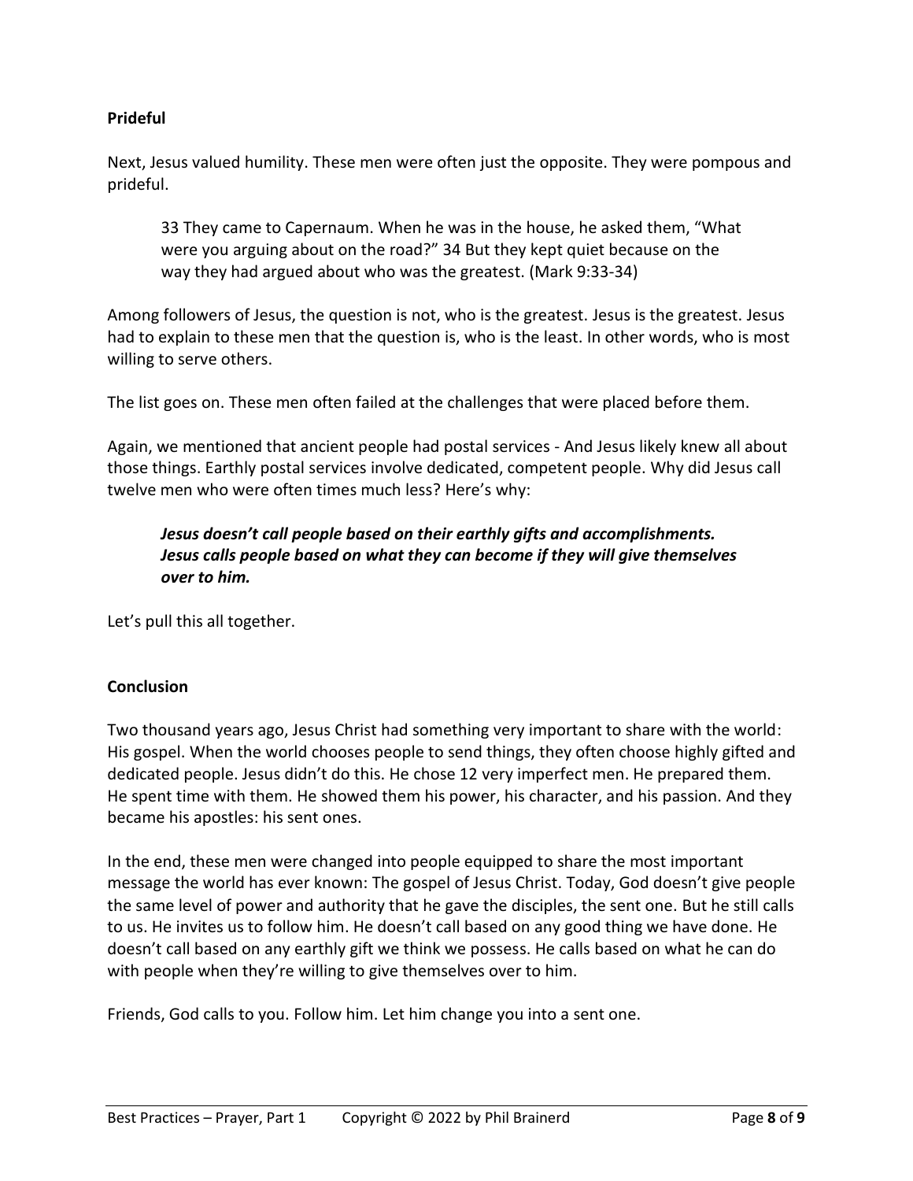**Prideful**

Next, Jesus valued humility. These men were often just the opposite. They were pompous and prideful.

> 33 They came to Capernaum. When he was in the house, he asked them, "What were you arguing about on the road?" 34 But they kept quiet because on the way they had argued about who was the greatest. (Mark 9:33-34)

Among followers of Jesus, the question is not, who is the greatest. Jesus is the greatest. Jesus had to explain to these men that the question is, who is the least. In other words, who is most willing to serve others.

The list goes on. These men often failed at the challenges that were placed before them.

Again, we mentioned that ancient people had postal services - And Jesus likely knew all about those things. Earthly postal services involve dedicated, competent people. Why did Jesus call twelve men who were often times much less? Here's why:

> ***Jesus doesn't call people based on their earthly gifts and accomplishments. Jesus calls people based on what they can become if they will give themselves over to him.***

Let's pull this all together.

**Conclusion**

Two thousand years ago, Jesus Christ had something very important to share with the world: His gospel. When the world chooses people to send things, they often choose highly gifted and dedicated people. Jesus didn't do this. He chose 12 very imperfect men. He prepared them. He spent time with them. He showed them his power, his character, and his passion. And they became his apostles: his sent ones.

In the end, these men were changed into people equipped to share the most important message the world has ever known: The gospel of Jesus Christ. Today, God doesn't give people the same level of power and authority that he gave the disciples, the sent one. But he still calls to us. He invites us to follow him. He doesn't call based on any good thing we have done. He doesn't call based on any earthly gift we think we possess. He calls based on what he can do with people when they're willing to give themselves over to him.

Friends, God calls to you. Follow him. Let him change you into a sent one.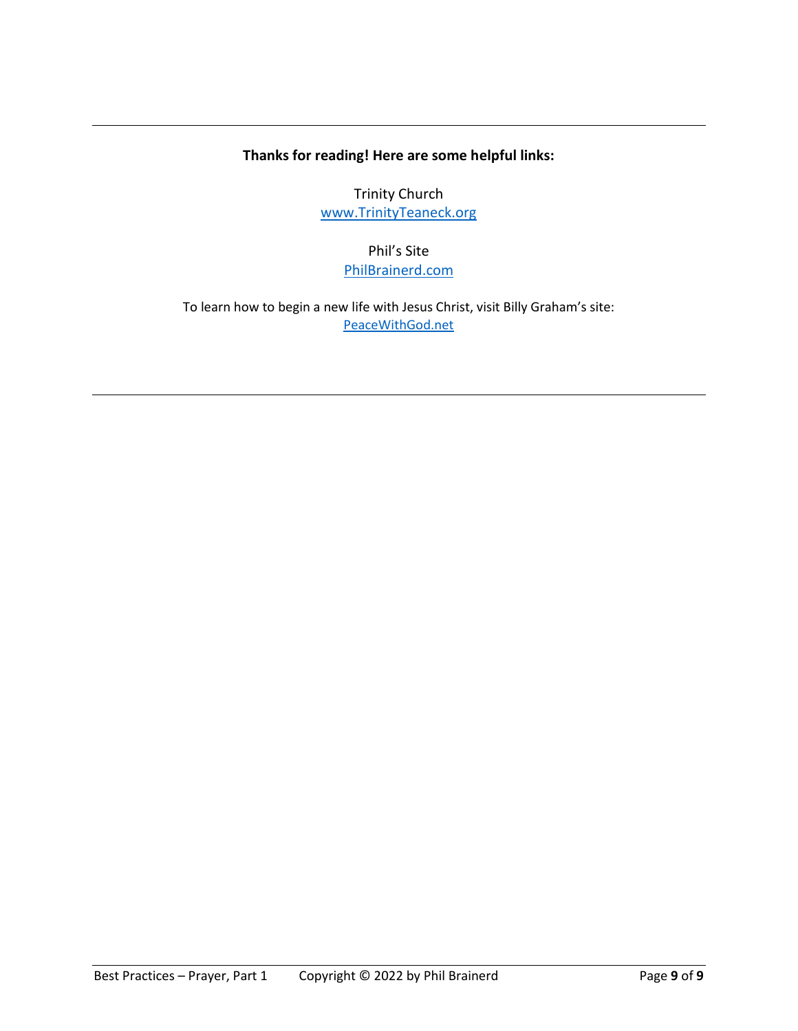---

**Thanks for reading! Here are some helpful links:**

Trinity Church
[www.TrinityTeaneck.org](http://www.TrinityTeaneck.org)

Phil's Site
[PhilBrainerd.com](http://PhilBrainerd.com)

To learn how to begin a new life with Jesus Christ, visit Billy Graham's site:
[PeaceWithGod.net](http://PeaceWithGod.net)

---